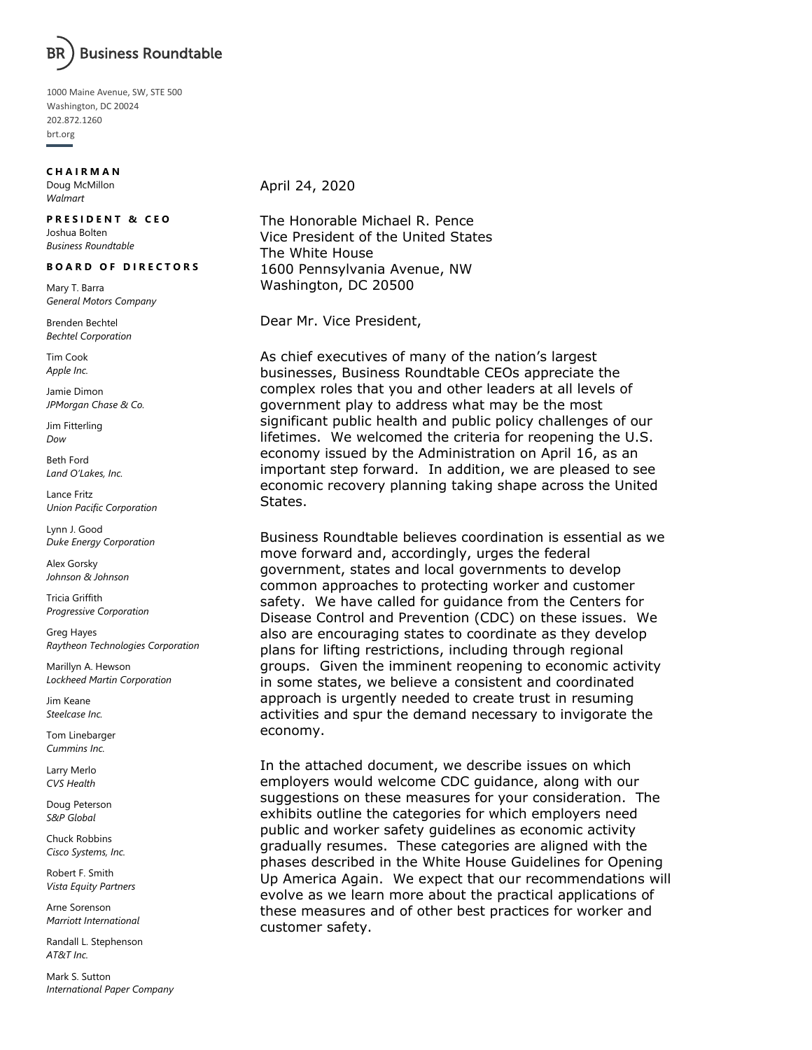# Business Roundtable

1000 Maine Avenue, SW, STE 500
Washington, DC 20024
202.872.1260
brt.org

**CHAIRMAN**
Doug McMillon
*Walmart*

**PRESIDENT & CEO**
Joshua Bolten
*Business Roundtable*

**BOARD OF DIRECTORS**

Mary T. Barra
*General Motors Company*

Brenden Bechtel
*Bechtel Corporation*

Tim Cook
*Apple Inc.*

Jamie Dimon
*JPMorgan Chase & Co.*

Jim Fitterling
*Dow*

Beth Ford
*Land O'Lakes, Inc.*

Lance Fritz
*Union Pacific Corporation*

Lynn J. Good
*Duke Energy Corporation*

Alex Gorsky
*Johnson & Johnson*

Tricia Griffith
*Progressive Corporation*

Greg Hayes
*Raytheon Technologies Corporation*

Marillyn A. Hewson
*Lockheed Martin Corporation*

Jim Keane
*Steelcase Inc.*

Tom Linebarger
*Cummins Inc.*

Larry Merlo
*CVS Health*

Doug Peterson
*S&P Global*

Chuck Robbins
*Cisco Systems, Inc.*

Robert F. Smith
*Vista Equity Partners*

Arne Sorenson
*Marriott International*

Randall L. Stephenson
*AT&T Inc.*

Mark S. Sutton
*International Paper Company*

April 24, 2020

The Honorable Michael R. Pence
Vice President of the United States
The White House
1600 Pennsylvania Avenue, NW
Washington, DC 20500

Dear Mr. Vice President,

As chief executives of many of the nation's largest businesses, Business Roundtable CEOs appreciate the complex roles that you and other leaders at all levels of government play to address what may be the most significant public health and public policy challenges of our lifetimes. We welcomed the criteria for reopening the U.S. economy issued by the Administration on April 16, as an important step forward. In addition, we are pleased to see economic recovery planning taking shape across the United States.

Business Roundtable believes coordination is essential as we move forward and, accordingly, urges the federal government, states and local governments to develop common approaches to protecting worker and customer safety. We have called for guidance from the Centers for Disease Control and Prevention (CDC) on these issues. We also are encouraging states to coordinate as they develop plans for lifting restrictions, including through regional groups. Given the imminent reopening to economic activity in some states, we believe a consistent and coordinated approach is urgently needed to create trust in resuming activities and spur the demand necessary to invigorate the economy.

In the attached document, we describe issues on which employers would welcome CDC guidance, along with our suggestions on these measures for your consideration. The exhibits outline the categories for which employers need public and worker safety guidelines as economic activity gradually resumes. These categories are aligned with the phases described in the White House Guidelines for Opening Up America Again. We expect that our recommendations will evolve as we learn more about the practical applications of these measures and of other best practices for worker and customer safety.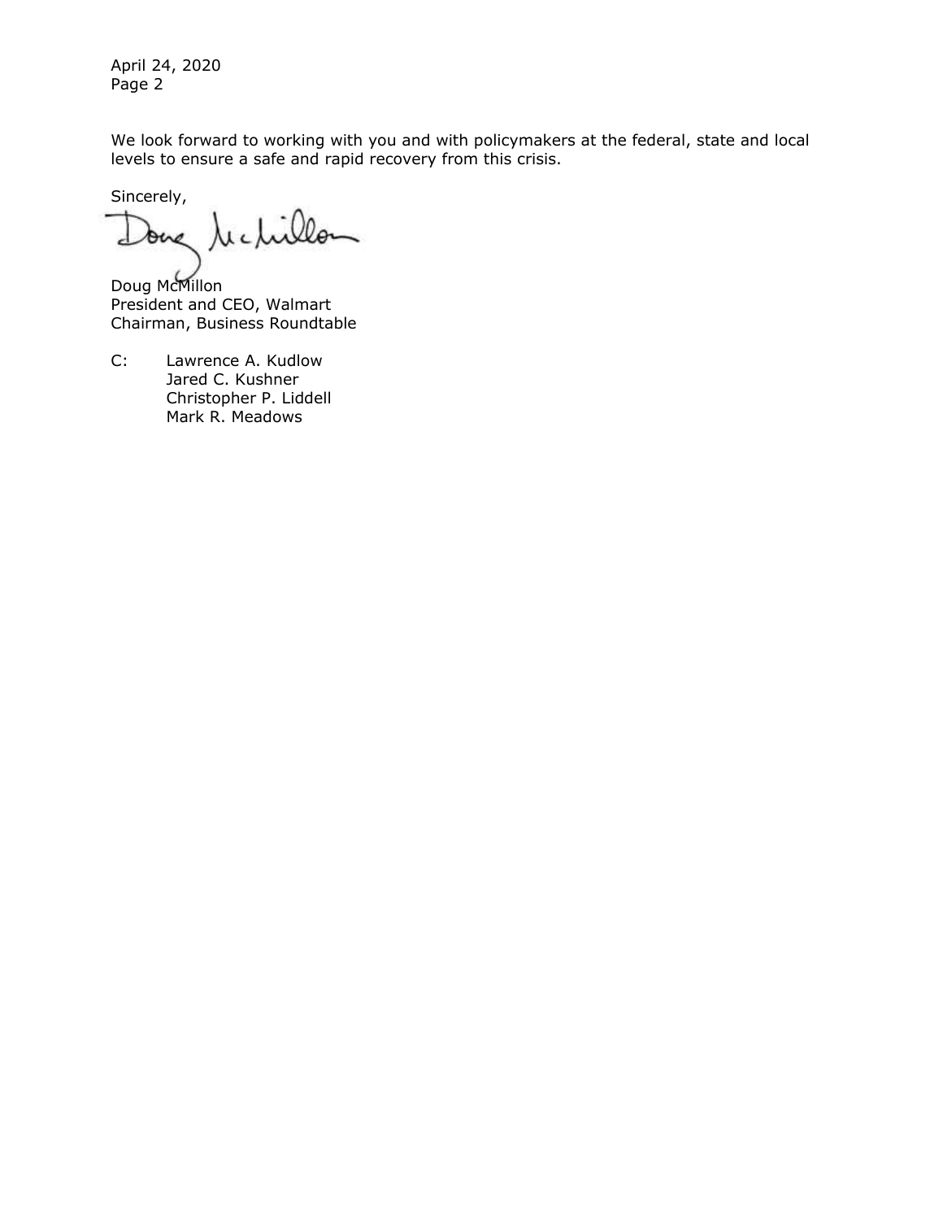We look forward to working with you and with policymakers at the federal, state and local levels to ensure a safe and rapid recovery from this crisis.

Sincerely,

Doug McMillon
President and CEO, Walmart
Chairman, Business Roundtable

C: Lawrence A. Kudlow
Jared C. Kushner
Christopher P. Liddell
Mark R. Meadows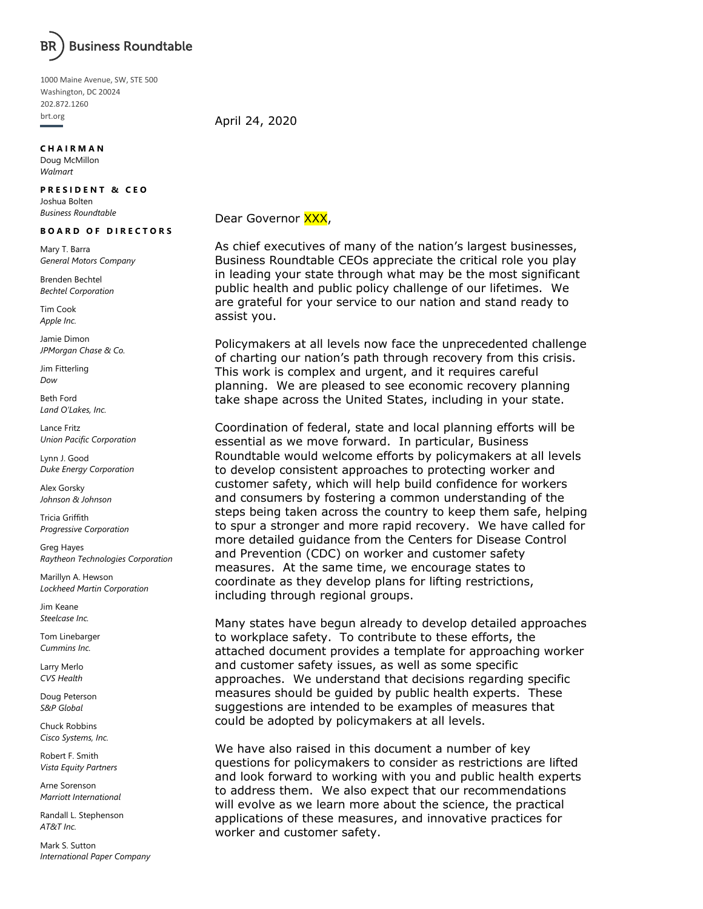# Business Roundtable

1000 Maine Avenue, SW, STE 500
Washington, DC 20024
202.872.1260
brt.org

**CHAIRMAN**
Doug McMillon
*Walmart*

**PRESIDENT & CEO**
Joshua Bolten
*Business Roundtable*

**BOARD OF DIRECTORS**

Mary T. Barra
*General Motors Company*

Brenden Bechtel
*Bechtel Corporation*

Tim Cook
*Apple Inc.*

Jamie Dimon
*JPMorgan Chase & Co.*

Jim Fitterling
*Dow*

Beth Ford
*Land O'Lakes, Inc.*

Lance Fritz
*Union Pacific Corporation*

Lynn J. Good
*Duke Energy Corporation*

Alex Gorsky
*Johnson & Johnson*

Tricia Griffith
*Progressive Corporation*

Greg Hayes
*Raytheon Technologies Corporation*

Marillyn A. Hewson
*Lockheed Martin Corporation*

Jim Keane
*Steelcase Inc.*

Tom Linebarger
*Cummins Inc.*

Larry Merlo
*CVS Health*

Doug Peterson
*S&P Global*

Chuck Robbins
*Cisco Systems, Inc.*

Robert F. Smith
*Vista Equity Partners*

Arne Sorenson
*Marriott International*

Randall L. Stephenson
*AT&T Inc.*

Mark S. Sutton
*International Paper Company*

April 24, 2020

Dear Governor XXX,

As chief executives of many of the nation's largest businesses, Business Roundtable CEOs appreciate the critical role you play in leading your state through what may be the most significant public health and public policy challenge of our lifetimes. We are grateful for your service to our nation and stand ready to assist you.

Policymakers at all levels now face the unprecedented challenge of charting our nation's path through recovery from this crisis. This work is complex and urgent, and it requires careful planning. We are pleased to see economic recovery planning take shape across the United States, including in your state.

Coordination of federal, state and local planning efforts will be essential as we move forward. In particular, Business Roundtable would welcome efforts by policymakers at all levels to develop consistent approaches to protecting worker and customer safety, which will help build confidence for workers and consumers by fostering a common understanding of the steps being taken across the country to keep them safe, helping to spur a stronger and more rapid recovery. We have called for more detailed guidance from the Centers for Disease Control and Prevention (CDC) on worker and customer safety measures. At the same time, we encourage states to coordinate as they develop plans for lifting restrictions, including through regional groups.

Many states have begun already to develop detailed approaches to workplace safety. To contribute to these efforts, the attached document provides a template for approaching worker and customer safety issues, as well as some specific approaches. We understand that decisions regarding specific measures should be guided by public health experts. These suggestions are intended to be examples of measures that could be adopted by policymakers at all levels.

We have also raised in this document a number of key questions for policymakers to consider as restrictions are lifted and look forward to working with you and public health experts to address them. We also expect that our recommendations will evolve as we learn more about the science, the practical applications of these measures, and innovative practices for worker and customer safety.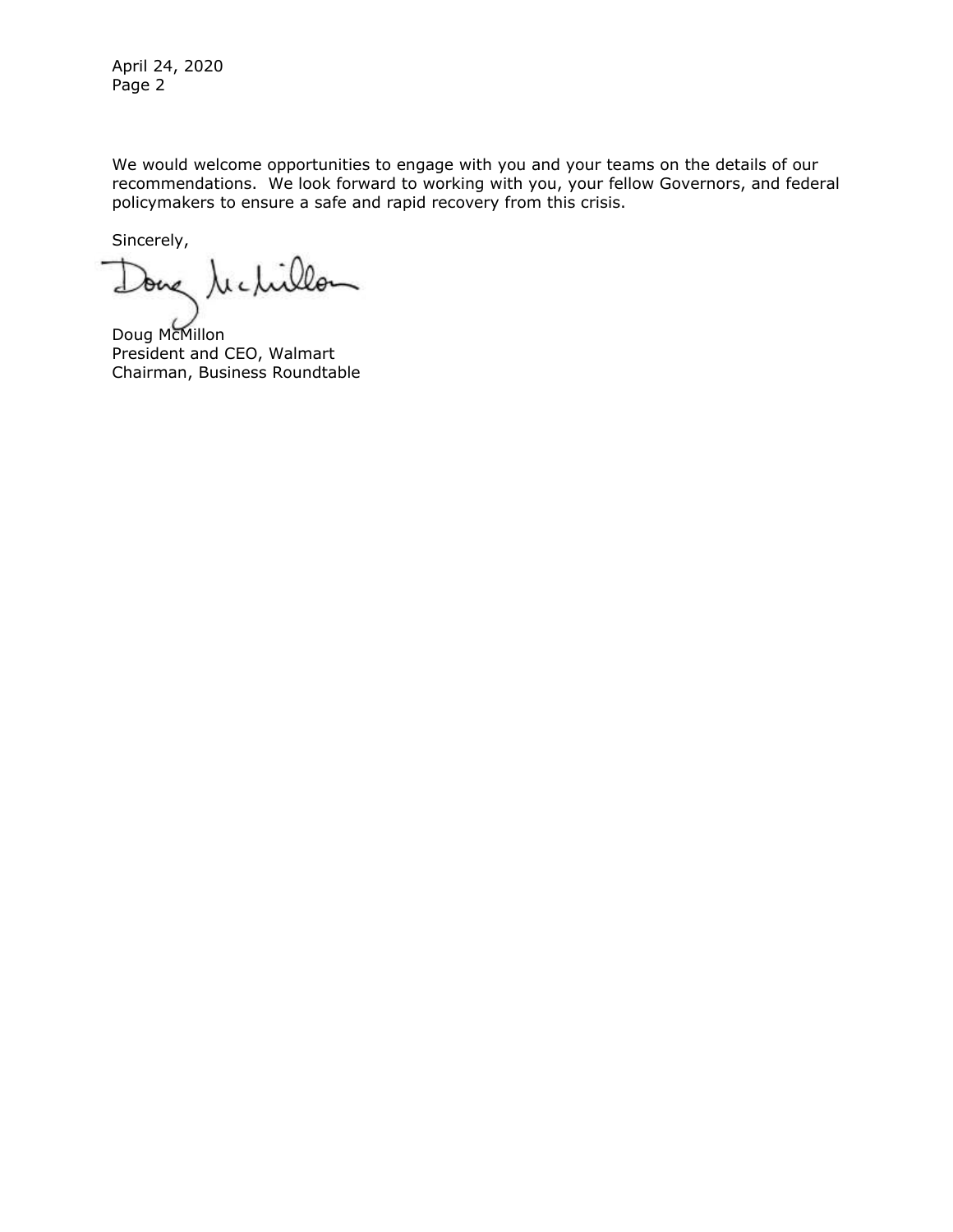We would welcome opportunities to engage with you and your teams on the details of our recommendations. We look forward to working with you, your fellow Governors, and federal policymakers to ensure a safe and rapid recovery from this crisis.

Sincerely,

Doug McMillon
President and CEO, Walmart
Chairman, Business Roundtable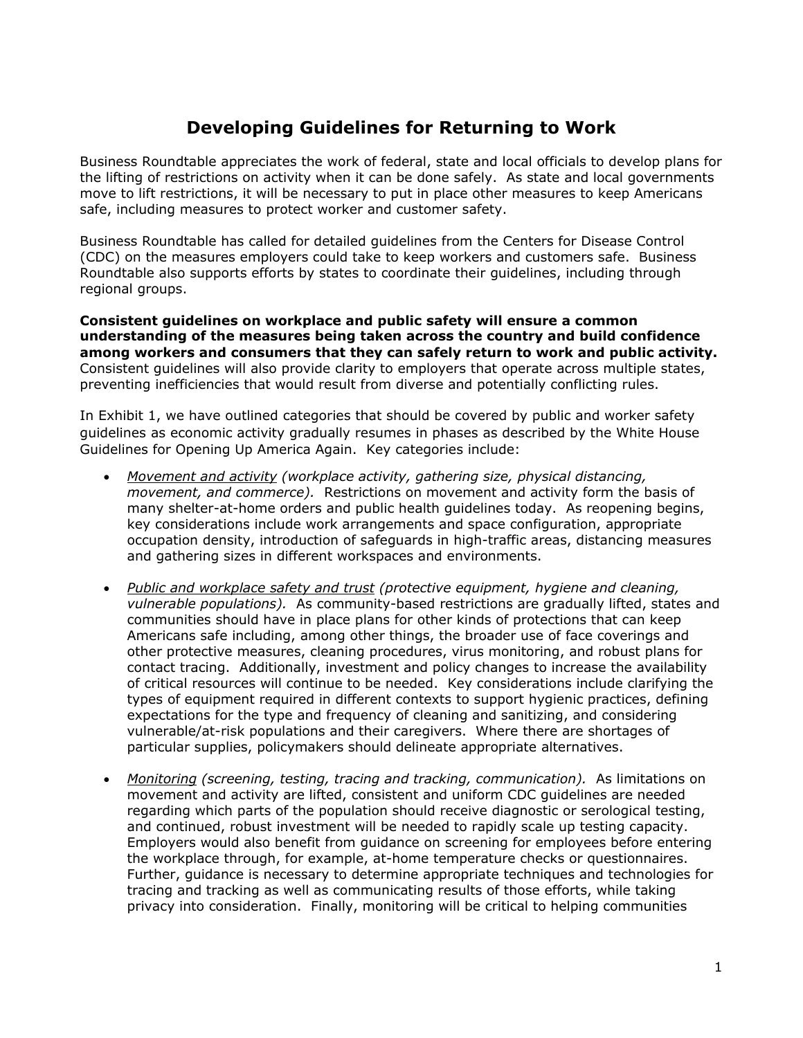# Developing Guidelines for Returning to Work

Business Roundtable appreciates the work of federal, state and local officials to develop plans for the lifting of restrictions on activity when it can be done safely. As state and local governments move to lift restrictions, it will be necessary to put in place other measures to keep Americans safe, including measures to protect worker and customer safety.

Business Roundtable has called for detailed guidelines from the Centers for Disease Control (CDC) on the measures employers could take to keep workers and customers safe. Business Roundtable also supports efforts by states to coordinate their guidelines, including through regional groups.

**Consistent guidelines on workplace and public safety will ensure a common understanding of the measures being taken across the country and build confidence among workers and consumers that they can safely return to work and public activity.** Consistent guidelines will also provide clarity to employers that operate across multiple states, preventing inefficiencies that would result from diverse and potentially conflicting rules.

In Exhibit 1, we have outlined categories that should be covered by public and worker safety guidelines as economic activity gradually resumes in phases as described by the White House Guidelines for Opening Up America Again. Key categories include:

- *<u>Movement and activity</u> (workplace activity, gathering size, physical distancing, movement, and commerce).* Restrictions on movement and activity form the basis of many shelter-at-home orders and public health guidelines today. As reopening begins, key considerations include work arrangements and space configuration, appropriate occupation density, introduction of safeguards in high-traffic areas, distancing measures and gathering sizes in different workspaces and environments.

- *<u>Public and workplace safety and trust</u> (protective equipment, hygiene and cleaning, vulnerable populations).* As community-based restrictions are gradually lifted, states and communities should have in place plans for other kinds of protections that can keep Americans safe including, among other things, the broader use of face coverings and other protective measures, cleaning procedures, virus monitoring, and robust plans for contact tracing. Additionally, investment and policy changes to increase the availability of critical resources will continue to be needed. Key considerations include clarifying the types of equipment required in different contexts to support hygienic practices, defining expectations for the type and frequency of cleaning and sanitizing, and considering vulnerable/at-risk populations and their caregivers. Where there are shortages of particular supplies, policymakers should delineate appropriate alternatives.

- *<u>Monitoring</u> (screening, testing, tracing and tracking, communication).* As limitations on movement and activity are lifted, consistent and uniform CDC guidelines are needed regarding which parts of the population should receive diagnostic or serological testing, and continued, robust investment will be needed to rapidly scale up testing capacity. Employers would also benefit from guidance on screening for employees before entering the workplace through, for example, at-home temperature checks or questionnaires. Further, guidance is necessary to determine appropriate techniques and technologies for tracing and tracking as well as communicating results of those efforts, while taking privacy into consideration. Finally, monitoring will be critical to helping communities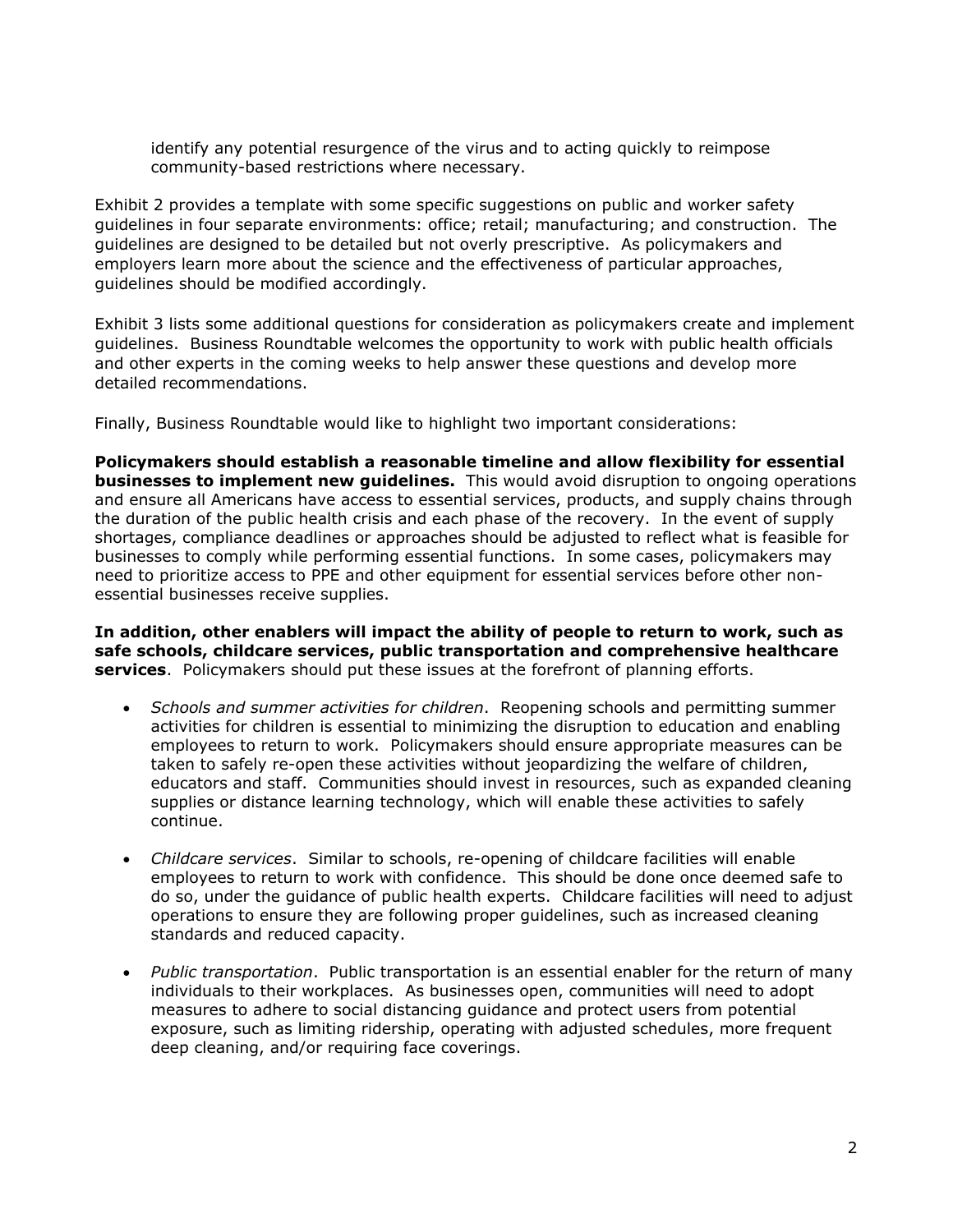identify any potential resurgence of the virus and to acting quickly to reimpose community-based restrictions where necessary.

Exhibit 2 provides a template with some specific suggestions on public and worker safety guidelines in four separate environments: office; retail; manufacturing; and construction. The guidelines are designed to be detailed but not overly prescriptive. As policymakers and employers learn more about the science and the effectiveness of particular approaches, guidelines should be modified accordingly.

Exhibit 3 lists some additional questions for consideration as policymakers create and implement guidelines. Business Roundtable welcomes the opportunity to work with public health officials and other experts in the coming weeks to help answer these questions and develop more detailed recommendations.

Finally, Business Roundtable would like to highlight two important considerations:

**Policymakers should establish a reasonable timeline and allow flexibility for essential businesses to implement new guidelines.** This would avoid disruption to ongoing operations and ensure all Americans have access to essential services, products, and supply chains through the duration of the public health crisis and each phase of the recovery. In the event of supply shortages, compliance deadlines or approaches should be adjusted to reflect what is feasible for businesses to comply while performing essential functions. In some cases, policymakers may need to prioritize access to PPE and other equipment for essential services before other non-essential businesses receive supplies.

**In addition, other enablers will impact the ability of people to return to work, such as safe schools, childcare services, public transportation and comprehensive healthcare services**. Policymakers should put these issues at the forefront of planning efforts.

- *Schools and summer activities for children*. Reopening schools and permitting summer activities for children is essential to minimizing the disruption to education and enabling employees to return to work. Policymakers should ensure appropriate measures can be taken to safely re-open these activities without jeopardizing the welfare of children, educators and staff. Communities should invest in resources, such as expanded cleaning supplies or distance learning technology, which will enable these activities to safely continue.

- *Childcare services*. Similar to schools, re-opening of childcare facilities will enable employees to return to work with confidence. This should be done once deemed safe to do so, under the guidance of public health experts. Childcare facilities will need to adjust operations to ensure they are following proper guidelines, such as increased cleaning standards and reduced capacity.

- *Public transportation*. Public transportation is an essential enabler for the return of many individuals to their workplaces. As businesses open, communities will need to adopt measures to adhere to social distancing guidance and protect users from potential exposure, such as limiting ridership, operating with adjusted schedules, more frequent deep cleaning, and/or requiring face coverings.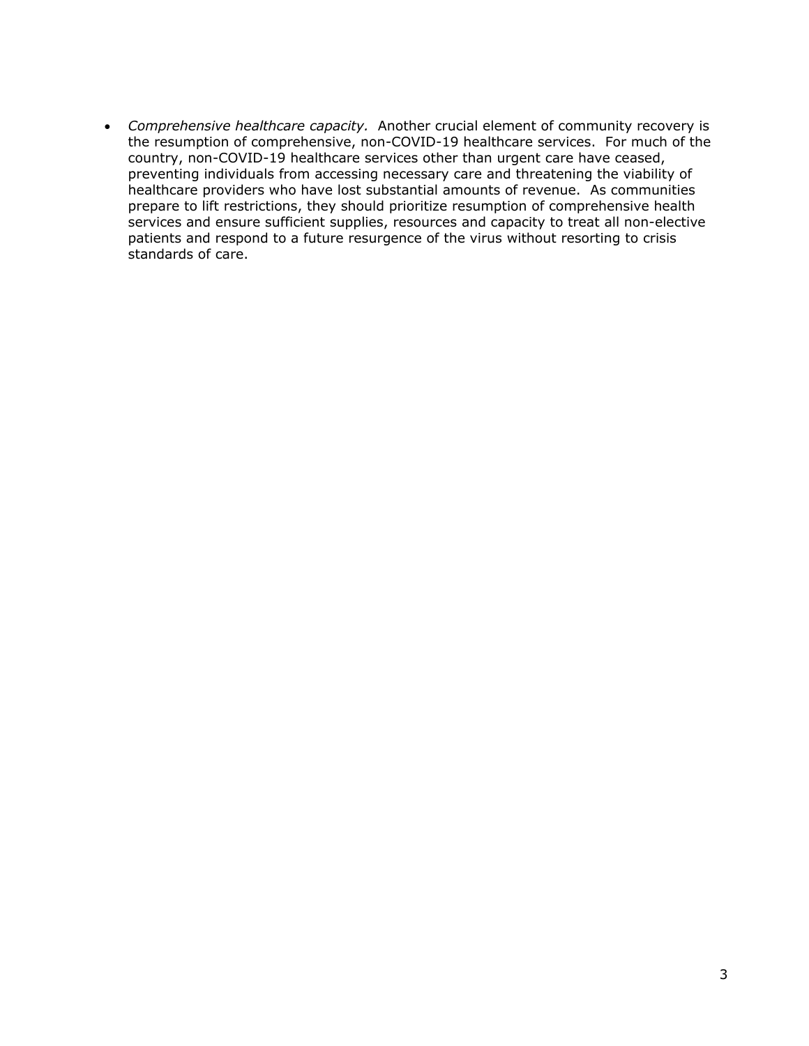- *Comprehensive healthcare capacity.* Another crucial element of community recovery is the resumption of comprehensive, non-COVID-19 healthcare services. For much of the country, non-COVID-19 healthcare services other than urgent care have ceased, preventing individuals from accessing necessary care and threatening the viability of healthcare providers who have lost substantial amounts of revenue. As communities prepare to lift restrictions, they should prioritize resumption of comprehensive health services and ensure sufficient supplies, resources and capacity to treat all non-elective patients and respond to a future resurgence of the virus without resorting to crisis standards of care.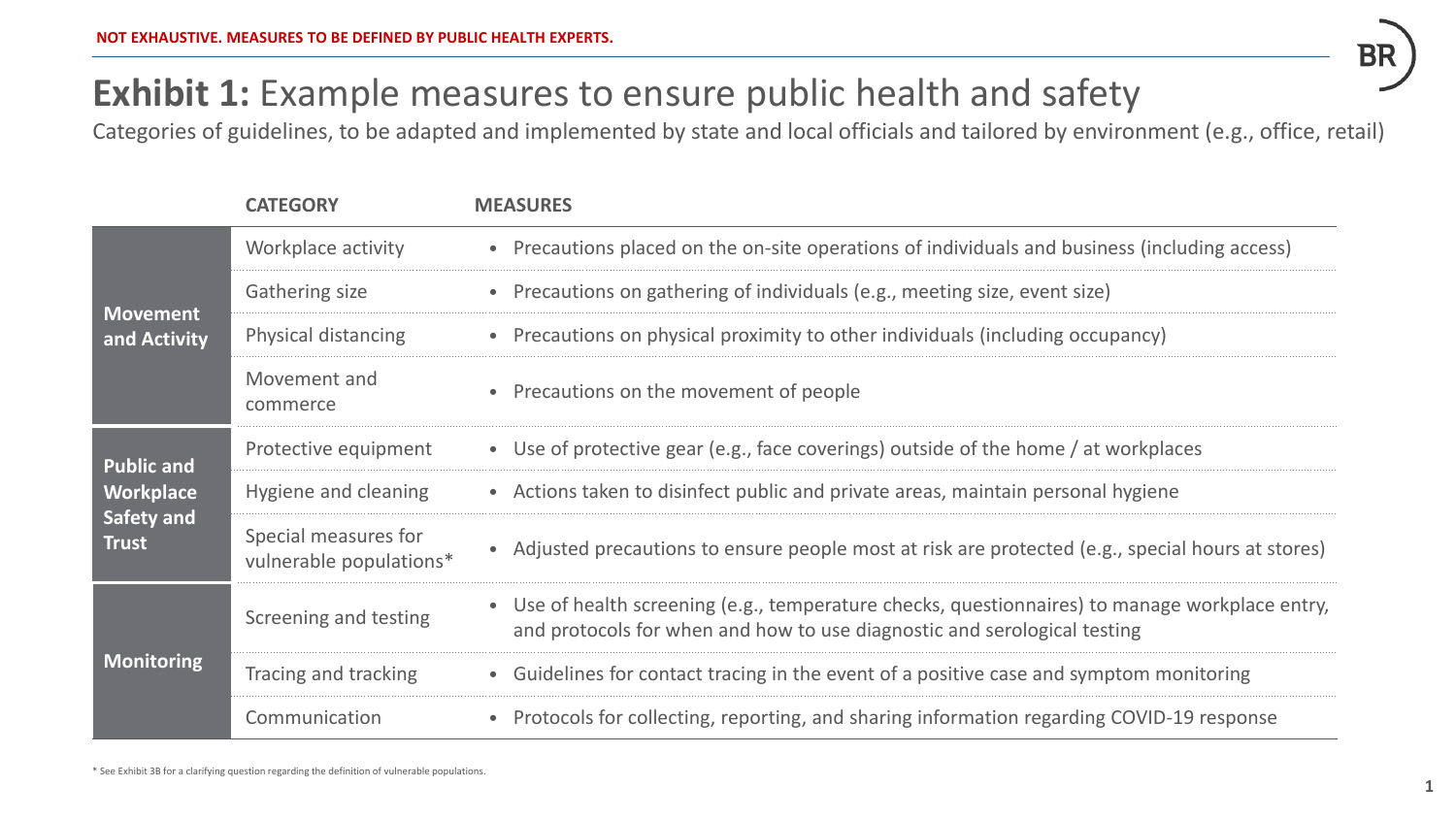**NOT EXHAUSTIVE. MEASURES TO BE DEFINED BY PUBLIC HEALTH EXPERTS.**

# **Exhibit 1:** Example measures to ensure public health and safety

Categories of guidelines, to be adapted and implemented by state and local officials and tailored by environment (e.g., office, retail)

| | CATEGORY | MEASURES |
|---|---|---|
| **Movement and Activity** | Workplace activity | • Precautions placed on the on-site operations of individuals and business (including access) |
| | Gathering size | • Precautions on gathering of individuals (e.g., meeting size, event size) |
| | Physical distancing | • Precautions on physical proximity to other individuals (including occupancy) |
| | Movement and commerce | • Precautions on the movement of people |
| **Public and Workplace Safety and Trust** | Protective equipment | • Use of protective gear (e.g., face coverings) outside of the home / at workplaces |
| | Hygiene and cleaning | • Actions taken to disinfect public and private areas, maintain personal hygiene |
| | Special measures for vulnerable populations* | • Adjusted precautions to ensure people most at risk are protected (e.g., special hours at stores) |
| **Monitoring** | Screening and testing | • Use of health screening (e.g., temperature checks, questionnaires) to manage workplace entry, and protocols for when and how to use diagnostic and serological testing |
| | Tracing and tracking | • Guidelines for contact tracing in the event of a positive case and symptom monitoring |
| | Communication | • Protocols for collecting, reporting, and sharing information regarding COVID-19 response |

\* See Exhibit 3B for a clarifying question regarding the definition of vulnerable populations.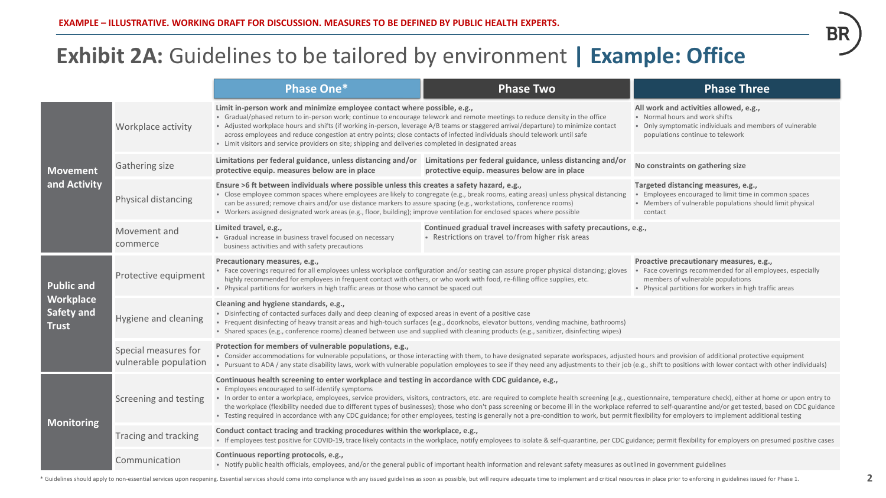EXAMPLE – ILLUSTRATIVE. WORKING DRAFT FOR DISCUSSION. MEASURES TO BE DEFINED BY PUBLIC HEALTH EXPERTS.

# Exhibit 2A: Guidelines to be tailored by environment | Example: Office

| | | Phase One* | Phase Two | Phase Three |
|---|---|---|---|---|
| Movement and Activity | Workplace activity | **Limit in-person work and minimize employee contact where possible, e.g.,** • Gradual/phased return to in-person work; continue to encourage telework and remote meetings to reduce density in the office • Adjusted workplace hours and shifts (if working in-person, leverage A/B teams or staggered arrival/departure) to minimize contact across employees and reduce congestion at entry points; close contacts of infected individuals should telework until safe • Limit visitors and service providers on site; shipping and deliveries completed in designated areas | | **All work and activities allowed, e.g.,** • Normal hours and work shifts • Only symptomatic individuals and members of vulnerable populations continue to telework |
| | Gathering size | **Limitations per federal guidance, unless distancing and/or protective equip. measures below are in place** | **Limitations per federal guidance, unless distancing and/or protective equip. measures below are in place** | **No constraints on gathering size** |
| | Physical distancing | **Ensure >6 ft between individuals where possible unless this creates a safety hazard, e.g.,** • Close employee common spaces where employees are likely to congregate (e.g., break rooms, eating areas) unless physical distancing can be assured; remove chairs and/or use distance markers to assure spacing (e.g., workstations, conference rooms) • Workers assigned designated work areas (e.g., floor, building); improve ventilation for enclosed spaces where possible | | **Targeted distancing measures, e.g.,** • Employees encouraged to limit time in common spaces • Members of vulnerable populations should limit physical contact |
| | Movement and commerce | **Limited travel, e.g.,** • Gradual increase in business travel focused on necessary business activities and with safety precautions | **Continued gradual travel increases with safety precautions, e.g.,** • Restrictions on travel to/from higher risk areas | |
| Public and Workplace Safety and Trust | Protective equipment | **Precautionary measures, e.g.,** • Face coverings required for all employees unless workplace configuration and/or seating can assure proper physical distancing; gloves highly recommended for employees in frequent contact with others, or who work with food, re-filling office supplies, etc. • Physical partitions for workers in high traffic areas or those who cannot be spaced out | | **Proactive precautionary measures, e.g.,** • Face coverings recommended for all employees, especially members of vulnerable populations • Physical partitions for workers in high traffic areas |
| | Hygiene and cleaning | **Cleaning and hygiene standards, e.g.,** • Disinfecting of contacted surfaces daily and deep cleaning of exposed areas in event of a positive case • Frequent disinfecting of heavy transit areas and high-touch surfaces (e.g., doorknobs, elevator buttons, vending machine, bathrooms) • Shared spaces (e.g., conference rooms) cleaned between use and supplied with cleaning products (e.g., sanitizer, disinfecting wipes) | | |
| | Special measures for vulnerable population | **Protection for members of vulnerable populations, e.g.,** • Consider accommodations for vulnerable populations, or those interacting with them, to have designated separate workspaces, adjusted hours and provision of additional protective equipment • Pursuant to ADA / any state disability laws, work with vulnerable population employees to see if they need any adjustments to their job (e.g., shift to positions with lower contact with other individuals) | | |
| Monitoring | Screening and testing | **Continuous health screening to enter workplace and testing in accordance with CDC guidance, e.g.,** • Employees encouraged to self-identify symptoms • In order to enter a workplace, employees, service providers, visitors, contractors, etc. are required to complete health screening (e.g., questionnaire, temperature check), either at home or upon entry to the workplace (flexibility needed due to different types of businesses); those who don't pass screening or become ill in the workplace referred to self-quarantine and/or get tested, based on CDC guidance • Testing required in accordance with any CDC guidance; for other employees, testing is generally not a pre-condition to work, but permit flexibility for employers to implement additional testing | | |
| | Tracing and tracking | **Conduct contact tracing and tracking procedures within the workplace, e.g.,** • If employees test positive for COVID-19, trace likely contacts in the workplace, notify employees to isolate & self-quarantine, per CDC guidance; permit flexibility for employers on presumed positive cases | | |
| | Communication | **Continuous reporting protocols, e.g.,** • Notify public health officials, employees, and/or the general public of important health information and relevant safety measures as outlined in government guidelines | | |

* Guidelines should apply to non-essential services upon reopening. Essential services should come into compliance with any issued guidelines as soon as possible, but will require adequate time to implement and critical resources in place prior to enforcing in guidelines issued for Phase 1.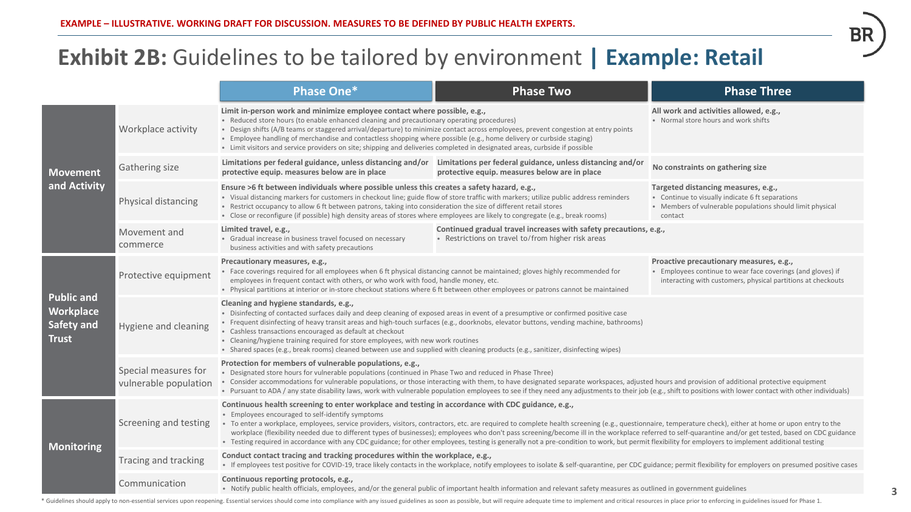EXAMPLE – ILLUSTRATIVE. WORKING DRAFT FOR DISCUSSION. MEASURES TO BE DEFINED BY PUBLIC HEALTH EXPERTS.

# Exhibit 2B: Guidelines to be tailored by environment | Example: Retail

| | | Phase One* | Phase Two | Phase Three |
|---|---|---|---|---|
| Movement and Activity | Workplace activity | **Limit in-person work and minimize employee contact where possible, e.g.,**<br>• Reduced store hours (to enable enhanced cleaning and precautionary operating procedures)<br>• Design shifts (A/B teams or staggered arrival/departure) to minimize contact across employees, prevent congestion at entry points<br>• Employee handling of merchandise and contactless shopping where possible (e.g., home delivery or curbside staging)<br>• Limit visitors and service providers on site; shipping and deliveries completed in designated areas, curbside if possible | | **All work and activities allowed, e.g.,**<br>• Normal store hours and work shifts |
| | Gathering size | **Limitations per federal guidance, unless distancing and/or protective equip. measures below are in place** | **Limitations per federal guidance, unless distancing and/or protective equip. measures below are in place** | **No constraints on gathering size** |
| | Physical distancing | **Ensure >6 ft between individuals where possible unless this creates a safety hazard, e.g.,**<br>• Visual distancing markers for customers in checkout line; guide flow of store traffic with markers; utilize public address reminders<br>• Restrict occupancy to allow 6 ft between patrons, taking into consideration the size of different retail stores<br>• Close or reconfigure (if possible) high density areas of stores where employees are likely to congregate (e.g., break rooms) | | **Targeted distancing measures, e.g.,**<br>• Continue to visually indicate 6 ft separations<br>• Members of vulnerable populations should limit physical contact |
| | Movement and commerce | **Limited travel, e.g.,**<br>• Gradual increase in business travel focused on necessary business activities and with safety precautions | **Continued gradual travel increases with safety precautions, e.g.,**<br>• Restrictions on travel to/from higher risk areas | |
| Public and Workplace Safety and Trust | Protective equipment | **Precautionary measures, e.g.,**<br>• Face coverings required for all employees when 6 ft physical distancing cannot be maintained; gloves highly recommended for employees in frequent contact with others, or who work with food, handle money, etc.<br>• Physical partitions at interior or in-store checkout stations where 6 ft between other employees or patrons cannot be maintained | | **Proactive precautionary measures, e.g.,**<br>• Employees continue to wear face coverings (and gloves) if interacting with customers, physical partitions at checkouts |
| | Hygiene and cleaning | **Cleaning and hygiene standards, e.g.,**<br>• Disinfecting of contacted surfaces daily and deep cleaning of exposed areas in event of a presumptive or confirmed positive case<br>• Frequent disinfecting of heavy transit areas and high-touch surfaces (e.g., doorknobs, elevator buttons, vending machine, bathrooms)<br>• Cashless transactions encouraged as default at checkout<br>• Cleaning/hygiene training required for store employees, with new work routines<br>• Shared spaces (e.g., break rooms) cleaned between use and supplied with cleaning products (e.g., sanitizer, disinfecting wipes) | | |
| | Special measures for vulnerable population | **Protection for members of vulnerable populations, e.g.,**<br>• Designated store hours for vulnerable populations (continued in Phase Two and reduced in Phase Three)<br>• Consider accommodations for vulnerable populations, or those interacting with them, to have designated separate workspaces, adjusted hours and provision of additional protective equipment<br>• Pursuant to ADA / any state disability laws, work with vulnerable population employees to see if they need any adjustments to their job (e.g., shift to positions with lower contact with other individuals) | | |
| Monitoring | Screening and testing | **Continuous health screening to enter workplace and testing in accordance with CDC guidance, e.g.,**<br>• Employees encouraged to self-identify symptoms<br>• To enter a workplace, employees, service providers, visitors, contractors, etc. are required to complete health screening (e.g., questionnaire, temperature check), either at home or upon entry to the workplace (flexibility needed due to different types of businesses); employees who don't pass screening/become ill in the workplace referred to self-quarantine and/or get tested, based on CDC guidance<br>• Testing required in accordance with any CDC guidance; for other employees, testing is generally not a pre-condition to work, but permit flexibility for employers to implement additional testing | | |
| | Tracing and tracking | **Conduct contact tracing and tracking procedures within the workplace, e.g.,**<br>• If employees test positive for COVID-19, trace likely contacts in the workplace, notify employees to isolate & self-quarantine, per CDC guidance; permit flexibility for employers on presumed positive cases | | |
| | Communication | **Continuous reporting protocols, e.g.,**<br>• Notify public health officials, employees, and/or the general public of important health information and relevant safety measures as outlined in government guidelines | | |

\* Guidelines should apply to non-essential services upon reopening. Essential services should come into compliance with any issued guidelines as soon as possible, but will require adequate time to implement and critical resources in place prior to enforcing in guidelines issued for Phase 1.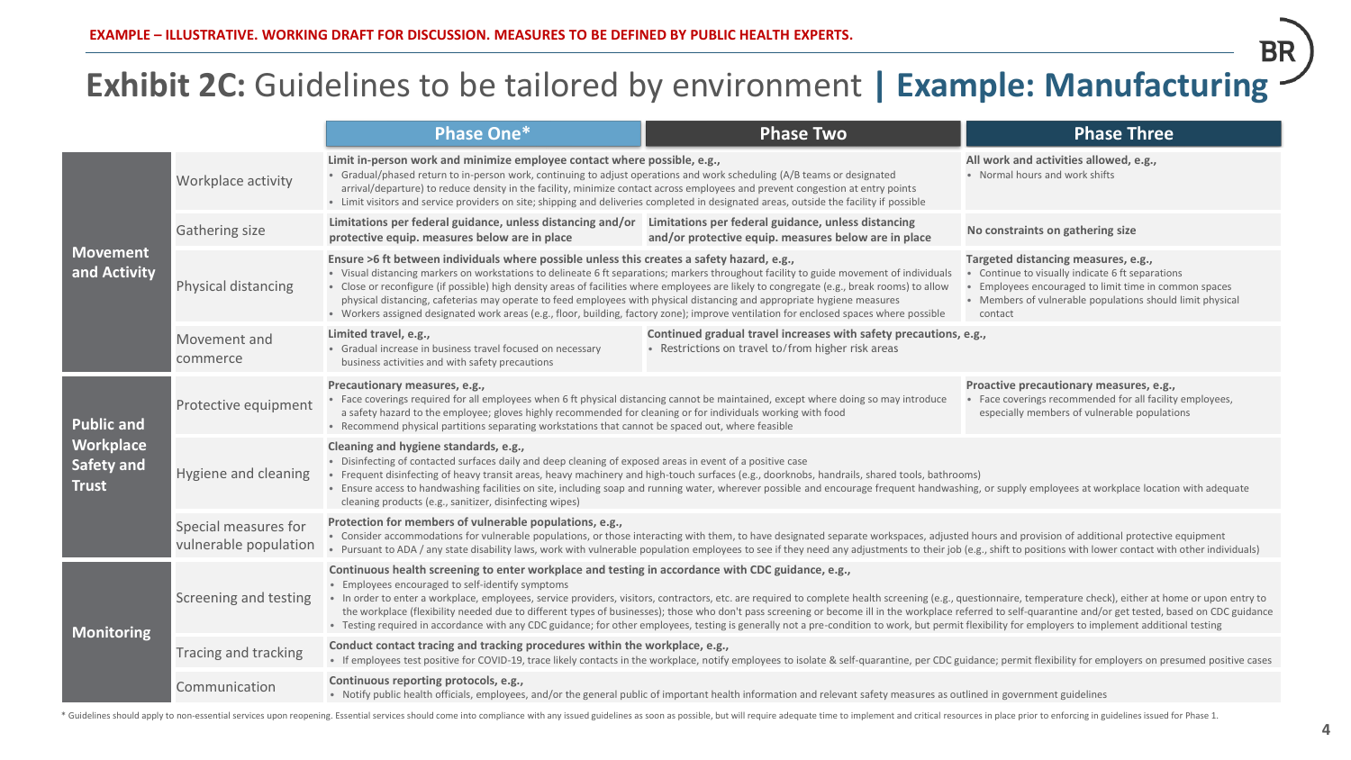EXAMPLE – ILLUSTRATIVE. WORKING DRAFT FOR DISCUSSION. MEASURES TO BE DEFINED BY PUBLIC HEALTH EXPERTS.

# Exhibit 2C: Guidelines to be tailored by environment | Example: Manufacturing

| | | Phase One* | Phase Two | Phase Three |
|---|---|---|---|---|
| Movement and Activity | Workplace activity | **Limit in-person work and minimize employee contact where possible, e.g.,** <br>• Gradual/phased return to in-person work, continuing to adjust operations and work scheduling (A/B teams or designated arrival/departure) to reduce density in the facility, minimize contact across employees and prevent congestion at entry points <br>• Limit visitors and service providers on site; shipping and deliveries completed in designated areas, outside the facility if possible | | **All work and activities allowed, e.g.,** <br>• Normal hours and work shifts |
| | Gathering size | **Limitations per federal guidance, unless distancing and/or protective equip. measures below are in place** | **Limitations per federal guidance, unless distancing and/or protective equip. measures below are in place** | **No constraints on gathering size** |
| | Physical distancing | **Ensure >6 ft between individuals where possible unless this creates a safety hazard, e.g.,** <br>• Visual distancing markers on workstations to delineate 6 ft separations; markers throughout facility to guide movement of individuals <br>• Close or reconfigure (if possible) high density areas of facilities where employees are likely to congregate (e.g., break rooms) to allow physical distancing, cafeterias may operate to feed employees with physical distancing and appropriate hygiene measures <br>• Workers assigned designated work areas (e.g., floor, building, factory zone); improve ventilation for enclosed spaces where possible | | **Targeted distancing measures, e.g.,** <br>• Continue to visually indicate 6 ft separations <br>• Employees encouraged to limit time in common spaces <br>• Members of vulnerable populations should limit physical contact |
| | Movement and commerce | **Limited travel, e.g.,** <br>• Gradual increase in business travel focused on necessary business activities and with safety precautions | **Continued gradual travel increases with safety precautions, e.g.,** <br>• Restrictions on travel to/from higher risk areas | |
| Public and Workplace Safety and Trust | Protective equipment | **Precautionary measures, e.g.,** <br>• Face coverings required for all employees when 6 ft physical distancing cannot be maintained, except where doing so may introduce a safety hazard to the employee; gloves highly recommended for cleaning or for individuals working with food <br>• Recommend physical partitions separating workstations that cannot be spaced out, where feasible | | **Proactive precautionary measures, e.g.,** <br>• Face coverings recommended for all facility employees, especially members of vulnerable populations |
| | Hygiene and cleaning | **Cleaning and hygiene standards, e.g.,** <br>• Disinfecting of contacted surfaces daily and deep cleaning of exposed areas in event of a positive case <br>• Frequent disinfecting of heavy transit areas, heavy machinery and high-touch surfaces (e.g., doorknobs, handrails, shared tools, bathrooms) <br>• Ensure access to handwashing facilities on site, including soap and running water, wherever possible and encourage frequent handwashing, or supply employees at workplace location with adequate cleaning products (e.g., sanitizer, disinfecting wipes) | | |
| | Special measures for vulnerable population | **Protection for members of vulnerable populations, e.g.,** <br>• Consider accommodations for vulnerable populations, or those interacting with them, to have designated separate workspaces, adjusted hours and provision of additional protective equipment <br>• Pursuant to ADA / any state disability laws, work with vulnerable population employees to see if they need any adjustments to their job (e.g., shift to positions with lower contact with other individuals) | | |
| Monitoring | Screening and testing | **Continuous health screening to enter workplace and testing in accordance with CDC guidance, e.g.,** <br>• Employees encouraged to self-identify symptoms <br>• In order to enter a workplace, employees, service providers, visitors, contractors, etc. are required to complete health screening (e.g., questionnaire, temperature check), either at home or upon entry to the workplace (flexibility needed due to different types of businesses); those who don't pass screening or become ill in the workplace referred to self-quarantine and/or get tested, based on CDC guidance <br>• Testing required in accordance with any CDC guidance; for other employees, testing is generally not a pre-condition to work, but permit flexibility for employers to implement additional testing | | |
| | Tracing and tracking | **Conduct contact tracing and tracking procedures within the workplace, e.g.,** <br>• If employees test positive for COVID-19, trace likely contacts in the workplace, notify employees to isolate & self-quarantine, per CDC guidance; permit flexibility for employers on presumed positive cases | | |
| | Communication | **Continuous reporting protocols, e.g.,** <br>• Notify public health officials, employees, and/or the general public of important health information and relevant safety measures as outlined in government guidelines | | |

\* Guidelines should apply to non-essential services upon reopening. Essential services should come into compliance with any issued guidelines as soon as possible, but will require adequate time to implement and critical resources in place prior to enforcing in guidelines issued for Phase 1.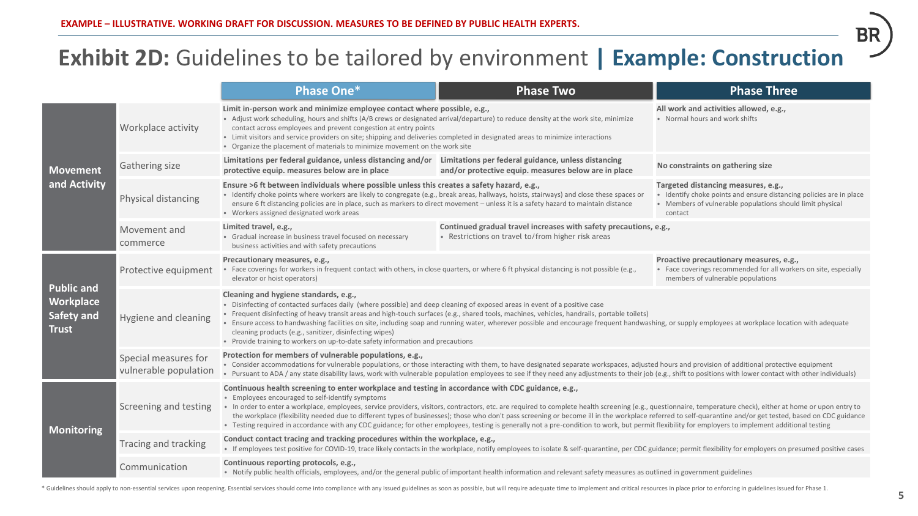EXAMPLE – ILLUSTRATIVE. WORKING DRAFT FOR DISCUSSION. MEASURES TO BE DEFINED BY PUBLIC HEALTH EXPERTS.

# **Exhibit 2D:** Guidelines to be tailored by environment | **Example: Construction**

| | | Phase One* | Phase Two | Phase Three |
|---|---|---|---|---|
| **Movement and Activity** | Workplace activity | **Limit in-person work and minimize employee contact where possible, e.g.,**<br>• Adjust work scheduling, hours and shifts (A/B crews or designated arrival/departure) to reduce density at the work site, minimize contact across employees and prevent congestion at entry points<br>• Limit visitors and service providers on site; shipping and deliveries completed in designated areas to minimize interactions<br>• Organize the placement of materials to minimize movement on the work site | | **All work and activities allowed, e.g.,**<br>• Normal hours and work shifts |
| | Gathering size | **Limitations per federal guidance, unless distancing and/or protective equip. measures below are in place** | **Limitations per federal guidance, unless distancing and/or protective equip. measures below are in place** | **No constraints on gathering size** |
| | Physical distancing | **Ensure >6 ft between individuals where possible unless this creates a safety hazard, e.g.,**<br>• Identify choke points where workers are likely to congregate (e.g., break areas, hallways, hoists, stairways) and close these spaces or ensure 6 ft distancing policies are in place, such as markers to direct movement – unless it is a safety hazard to maintain distance<br>• Workers assigned designated work areas | | **Targeted distancing measures, e.g.,**<br>• Identify choke points and ensure distancing policies are in place<br>• Members of vulnerable populations should limit physical contact |
| | Movement and commerce | **Limited travel, e.g.,**<br>• Gradual increase in business travel focused on necessary business activities and with safety precautions | **Continued gradual travel increases with safety precautions, e.g.,**<br>• Restrictions on travel to/from higher risk areas | |
| **Public and Workplace Safety and Trust** | Protective equipment | **Precautionary measures, e.g.,**<br>• Face coverings for workers in frequent contact with others, in close quarters, or where 6 ft physical distancing is not possible (e.g., elevator or hoist operators) | | **Proactive precautionary measures, e.g.,**<br>• Face coverings recommended for all workers on site, especially members of vulnerable populations |
| | Hygiene and cleaning | **Cleaning and hygiene standards, e.g.,**<br>• Disinfecting of contacted surfaces daily (where possible) and deep cleaning of exposed areas in event of a positive case<br>• Frequent disinfecting of heavy transit areas and high-touch surfaces (e.g., shared tools, machines, vehicles, handrails, portable toilets)<br>• Ensure access to handwashing facilities on site, including soap and running water, wherever possible and encourage frequent handwashing, or supply employees at workplace location with adequate cleaning products (e.g., sanitizer, disinfecting wipes)<br>• Provide training to workers on up-to-date safety information and precautions | | |
| | Special measures for vulnerable population | **Protection for members of vulnerable populations, e.g.,**<br>• Consider accommodations for vulnerable populations, or those interacting with them, to have designated separate workspaces, adjusted hours and provision of additional protective equipment<br>• Pursuant to ADA / any state disability laws, work with vulnerable population employees to see if they need any adjustments to their job (e.g., shift to positions with lower contact with other individuals) | | |
| **Monitoring** | Screening and testing | **Continuous health screening to enter workplace and testing in accordance with CDC guidance, e.g.,**<br>• Employees encouraged to self-identify symptoms<br>• In order to enter a workplace, employees, service providers, visitors, contractors, etc. are required to complete health screening (e.g., questionnaire, temperature check), either at home or upon entry to the workplace (flexibility needed due to different types of businesses); those who don't pass screening or become ill in the workplace referred to self-quarantine and/or get tested, based on CDC guidance<br>• Testing required in accordance with any CDC guidance; for other employees, testing is generally not a pre-condition to work, but permit flexibility for employers to implement additional testing | | |
| | Tracing and tracking | **Conduct contact tracing and tracking procedures within the workplace, e.g.,**<br>• If employees test positive for COVID-19, trace likely contacts in the workplace, notify employees to isolate & self-quarantine, per CDC guidance; permit flexibility for employers on presumed positive cases | | |
| | Communication | **Continuous reporting protocols, e.g.,**<br>• Notify public health officials, employees, and/or the general public of important health information and relevant safety measures as outlined in government guidelines | | |

\* Guidelines should apply to non-essential services upon reopening. Essential services should come into compliance with any issued guidelines as soon as possible, but will require adequate time to implement and critical resources in place prior to enforcing in guidelines issued for Phase 1.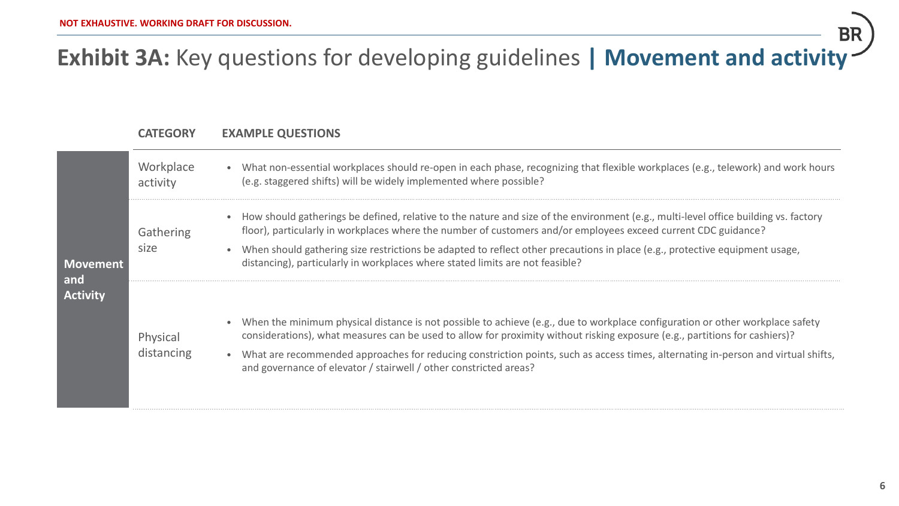NOT EXHAUSTIVE. WORKING DRAFT FOR DISCUSSION.

# Exhibit 3A: Key questions for developing guidelines | Movement and activity

| | CATEGORY | EXAMPLE QUESTIONS |
|---|---|---|
| **Movement and Activity** | Workplace activity | • What non-essential workplaces should re-open in each phase, recognizing that flexible workplaces (e.g., telework) and work hours (e.g. staggered shifts) will be widely implemented where possible? |
| | Gathering size | • How should gatherings be defined, relative to the nature and size of the environment (e.g., multi-level office building vs. factory floor), particularly in workplaces where the number of customers and/or employees exceed current CDC guidance?<br>• When should gathering size restrictions be adapted to reflect other precautions in place (e.g., protective equipment usage, distancing), particularly in workplaces where stated limits are not feasible? |
| | Physical distancing | • When the minimum physical distance is not possible to achieve (e.g., due to workplace configuration or other workplace safety considerations), what measures can be used to allow for proximity without risking exposure (e.g., partitions for cashiers)?<br>• What are recommended approaches for reducing constriction points, such as access times, alternating in-person and virtual shifts, and governance of elevator / stairwell / other constricted areas? |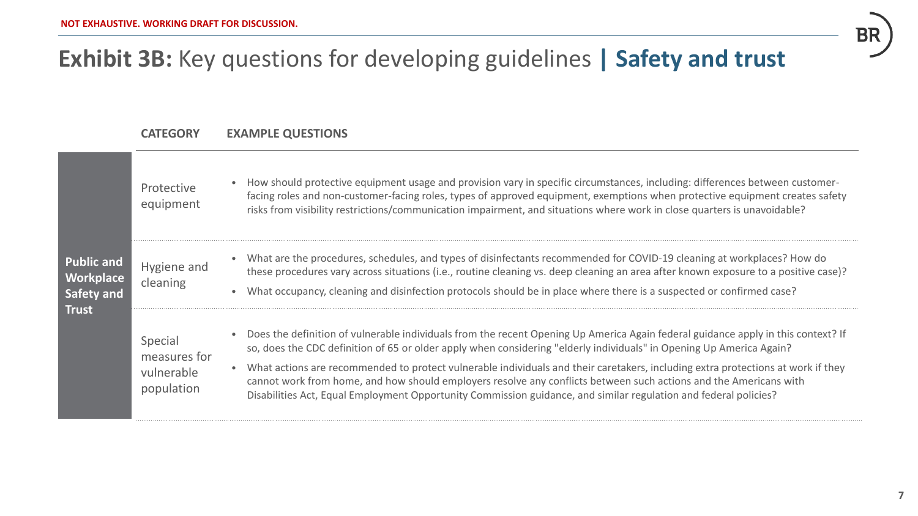NOT EXHAUSTIVE. WORKING DRAFT FOR DISCUSSION.

# Exhibit 3B: Key questions for developing guidelines | Safety and trust

| | CATEGORY | EXAMPLE QUESTIONS |
|---|---|---|
| **Public and Workplace Safety and Trust** | Protective equipment | • How should protective equipment usage and provision vary in specific circumstances, including: differences between customer-facing roles and non-customer-facing roles, types of approved equipment, exemptions when protective equipment creates safety risks from visibility restrictions/communication impairment, and situations where work in close quarters is unavoidable? |
| | Hygiene and cleaning | • What are the procedures, schedules, and types of disinfectants recommended for COVID-19 cleaning at workplaces? How do these procedures vary across situations (i.e., routine cleaning vs. deep cleaning an area after known exposure to a positive case)?<br>• What occupancy, cleaning and disinfection protocols should be in place where there is a suspected or confirmed case? |
| | Special measures for vulnerable population | • Does the definition of vulnerable individuals from the recent Opening Up America Again federal guidance apply in this context? If so, does the CDC definition of 65 or older apply when considering "elderly individuals" in Opening Up America Again?<br>• What actions are recommended to protect vulnerable individuals and their caretakers, including extra protections at work if they cannot work from home, and how should employers resolve any conflicts between such actions and the Americans with Disabilities Act, Equal Employment Opportunity Commission guidance, and similar regulation and federal policies? |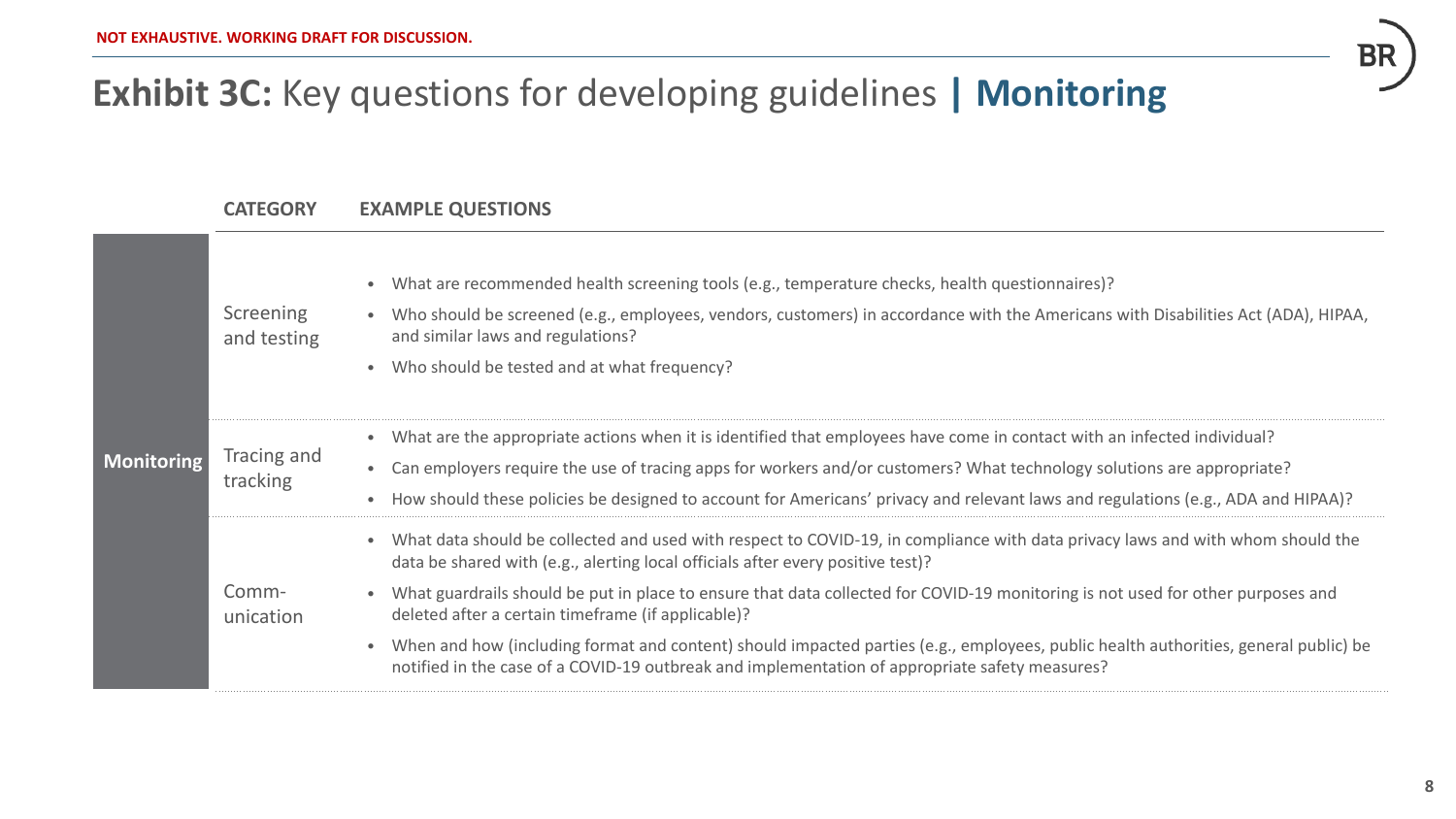NOT EXHAUSTIVE. WORKING DRAFT FOR DISCUSSION.

# **Exhibit 3C:** Key questions for developing guidelines | **Monitoring**

| | CATEGORY | EXAMPLE QUESTIONS |
|---|---|---|
| **Monitoring** | Screening and testing | • What are recommended health screening tools (e.g., temperature checks, health questionnaires)?<br>• Who should be screened (e.g., employees, vendors, customers) in accordance with the Americans with Disabilities Act (ADA), HIPAA, and similar laws and regulations?<br>• Who should be tested and at what frequency? |
| | Tracing and tracking | • What are the appropriate actions when it is identified that employees have come in contact with an infected individual?<br>• Can employers require the use of tracing apps for workers and/or customers? What technology solutions are appropriate?<br>• How should these policies be designed to account for Americans' privacy and relevant laws and regulations (e.g., ADA and HIPAA)? |
| | Comm-unication | • What data should be collected and used with respect to COVID-19, in compliance with data privacy laws and with whom should the data be shared with (e.g., alerting local officials after every positive test)?<br>• What guardrails should be put in place to ensure that data collected for COVID-19 monitoring is not used for other purposes and deleted after a certain timeframe (if applicable)?<br>• When and how (including format and content) should impacted parties (e.g., employees, public health authorities, general public) be notified in the case of a COVID-19 outbreak and implementation of appropriate safety measures? |